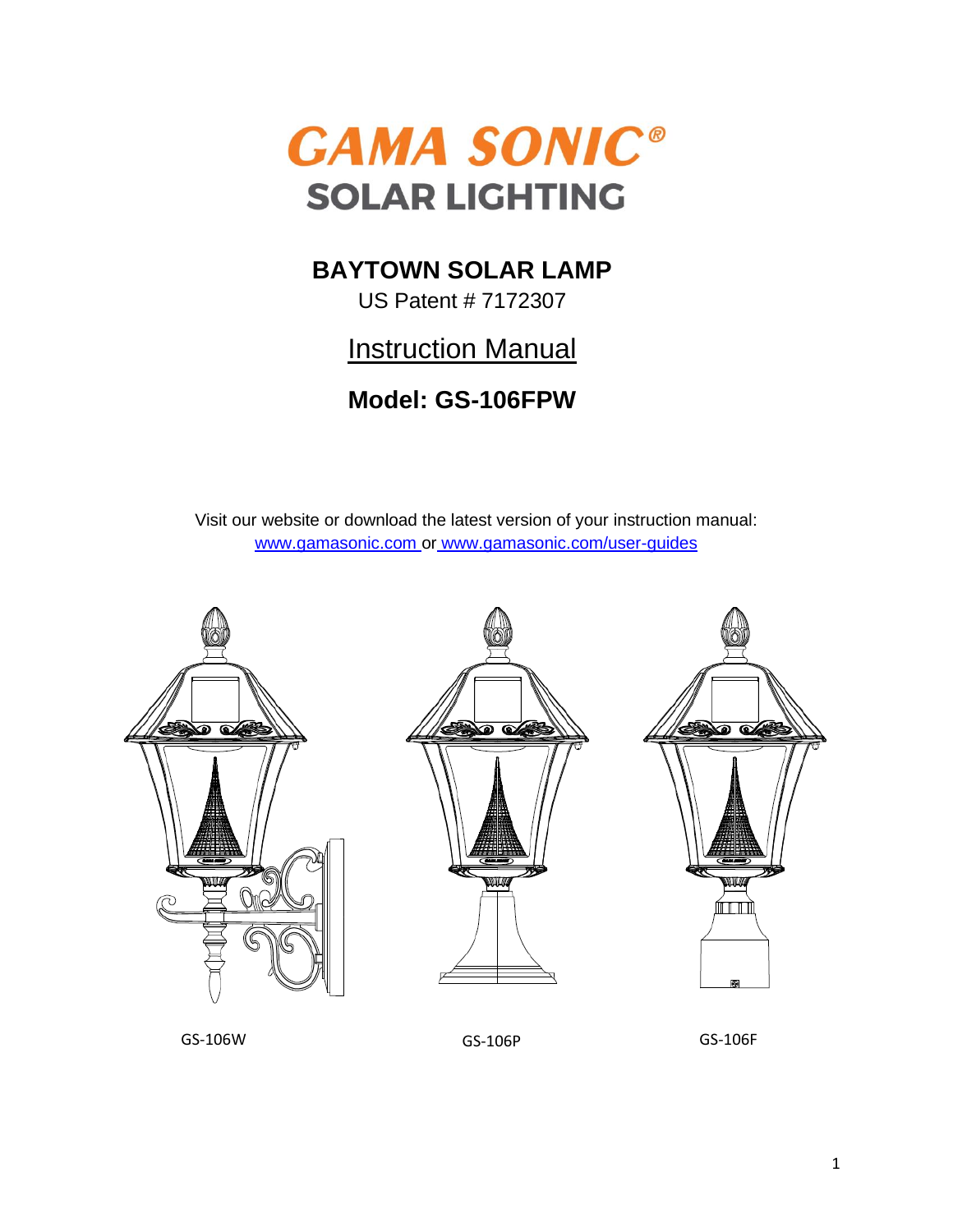# GAMA SONIC®
## SOLAR LIGHTING

## BAYTOWN SOLAR LAMP

US Patent # 7172307

Instruction Manual

## Model: GS-106FPW

Visit our website or download the latest version of your instruction manual:
www.gamasonic.com or www.gamasonic.com/user-guides

GS-106W GS-106P GS-106F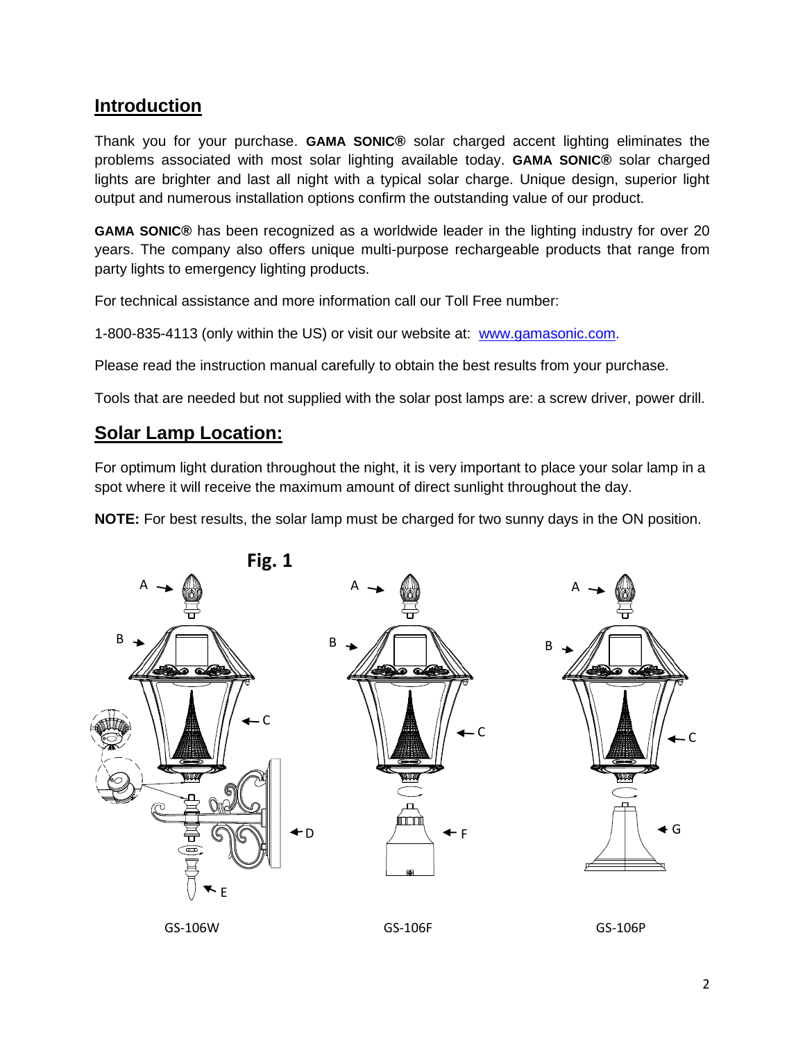## Introduction

Thank you for your purchase. **GAMA SONIC®** solar charged accent lighting eliminates the problems associated with most solar lighting available today. **GAMA SONIC®** solar charged lights are brighter and last all night with a typical solar charge. Unique design, superior light output and numerous installation options confirm the outstanding value of our product.

**GAMA SONIC®** has been recognized as a worldwide leader in the lighting industry for over 20 years. The company also offers unique multi-purpose rechargeable products that range from party lights to emergency lighting products.

For technical assistance and more information call our Toll Free number:

1-800-835-4113 (only within the US) or visit our website at: [www.gamasonic.com](http://www.gamasonic.com).

Please read the instruction manual carefully to obtain the best results from your purchase.

Tools that are needed but not supplied with the solar post lamps are: a screw driver, power drill.

## Solar Lamp Location:

For optimum light duration throughout the night, it is very important to place your solar lamp in a spot where it will receive the maximum amount of direct sunlight throughout the day.

**NOTE:** For best results, the solar lamp must be charged for two sunny days in the ON position.

**Fig. 1**

GS-106W GS-106F GS-106P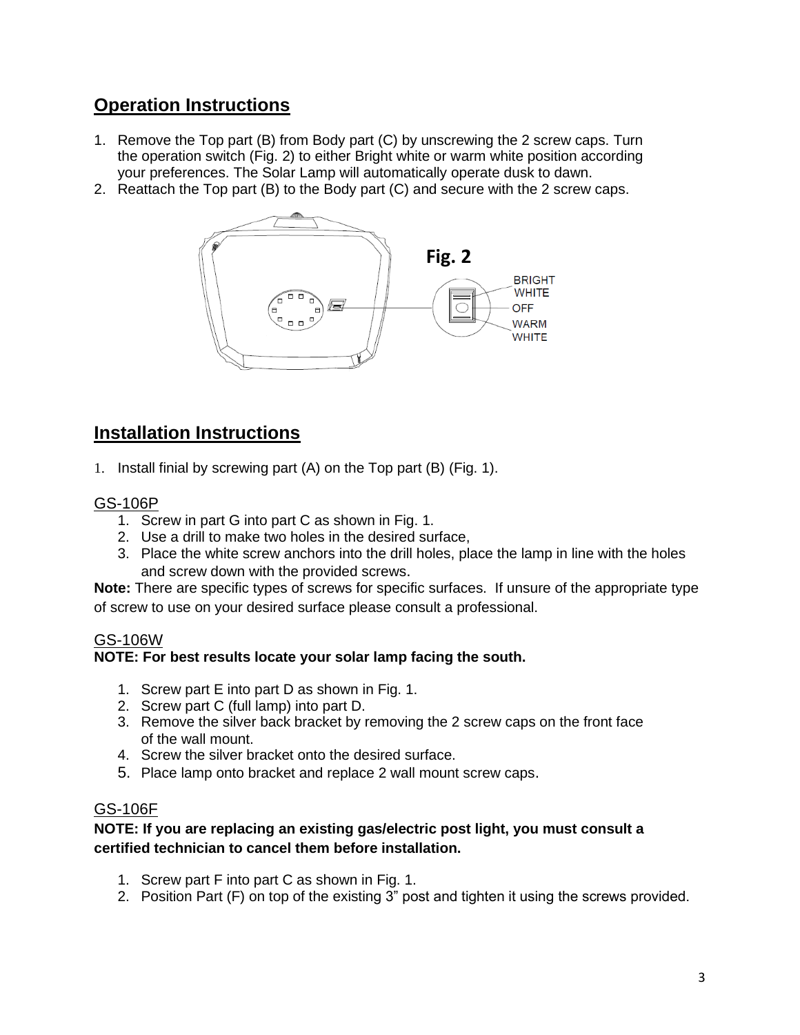## Operation Instructions

1. Remove the Top part (B) from Body part (C) by unscrewing the 2 screw caps. Turn the operation switch (Fig. 2) to either Bright white or warm white position according your preferences. The Solar Lamp will automatically operate dusk to dawn.
2. Reattach the Top part (B) to the Body part (C) and secure with the 2 screw caps.

**Fig. 2**

BRIGHT WHITE
OFF
WARM WHITE

## Installation Instructions

1. Install finial by screwing part (A) on the Top part (B) (Fig. 1).

### GS-106P

1. Screw in part G into part C as shown in Fig. 1.
2. Use a drill to make two holes in the desired surface,
3. Place the white screw anchors into the drill holes, place the lamp in line with the holes and screw down with the provided screws.

**Note:** There are specific types of screws for specific surfaces. If unsure of the appropriate type of screw to use on your desired surface please consult a professional.

### GS-106W

**NOTE: For best results locate your solar lamp facing the south.**

1. Screw part E into part D as shown in Fig. 1.
2. Screw part C (full lamp) into part D.
3. Remove the silver back bracket by removing the 2 screw caps on the front face of the wall mount.
4. Screw the silver bracket onto the desired surface.
5. Place lamp onto bracket and replace 2 wall mount screw caps.

### GS-106F

**NOTE: If you are replacing an existing gas/electric post light, you must consult a certified technician to cancel them before installation.**

1. Screw part F into part C as shown in Fig. 1.
2. Position Part (F) on top of the existing 3" post and tighten it using the screws provided.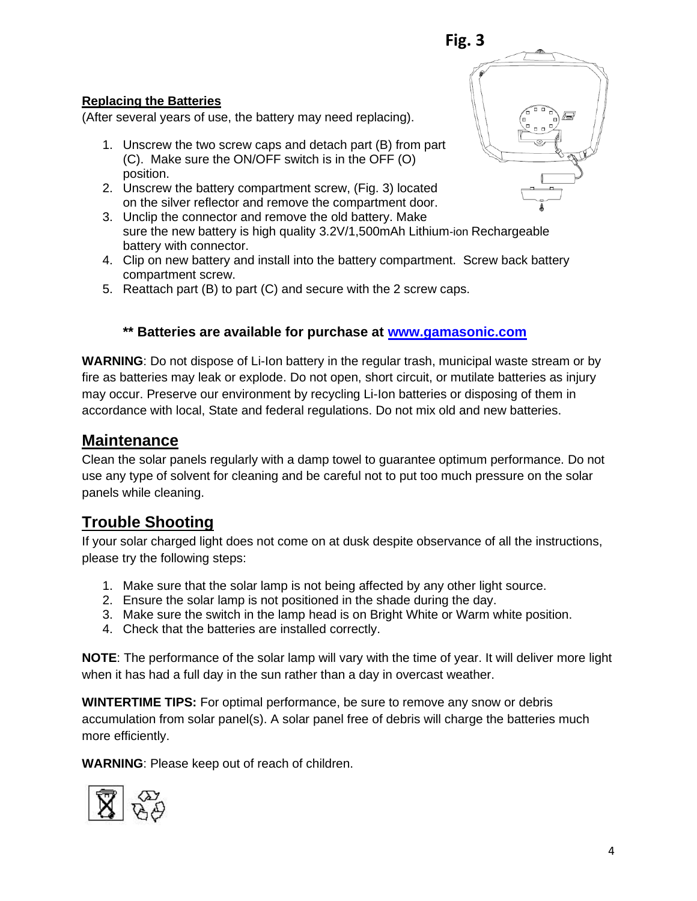Fig. 3

**Replacing the Batteries**

(After several years of use, the battery may need replacing).

1. Unscrew the two screw caps and detach part (B) from part (C). Make sure the ON/OFF switch is in the OFF (O) position.
2. Unscrew the battery compartment screw, (Fig. 3) located on the silver reflector and remove the compartment door.
3. Unclip the connector and remove the old battery. Make sure the new battery is high quality 3.2V/1,500mAh Lithium-ion Rechargeable battery with connector.
4. Clip on new battery and install into the battery compartment. Screw back battery compartment screw.
5. Reattach part (B) to part (C) and secure with the 2 screw caps.

**** Batteries are available for purchase at [www.gamasonic.com](http://www.gamasonic.com)**

**WARNING**: Do not dispose of Li-Ion battery in the regular trash, municipal waste stream or by fire as batteries may leak or explode. Do not open, short circuit, or mutilate batteries as injury may occur. Preserve our environment by recycling Li-Ion batteries or disposing of them in accordance with local, State and federal regulations. Do not mix old and new batteries.

## Maintenance

Clean the solar panels regularly with a damp towel to guarantee optimum performance. Do not use any type of solvent for cleaning and be careful not to put too much pressure on the solar panels while cleaning.

## Trouble Shooting

If your solar charged light does not come on at dusk despite observance of all the instructions, please try the following steps:

1. Make sure that the solar lamp is not being affected by any other light source.
2. Ensure the solar lamp is not positioned in the shade during the day.
3. Make sure the switch in the lamp head is on Bright White or Warm white position.
4. Check that the batteries are installed correctly.

**NOTE**: The performance of the solar lamp will vary with the time of year. It will deliver more light when it has had a full day in the sun rather than a day in overcast weather.

**WINTERTIME TIPS:** For optimal performance, be sure to remove any snow or debris accumulation from solar panel(s). A solar panel free of debris will charge the batteries much more efficiently.

**WARNING**: Please keep out of reach of children.